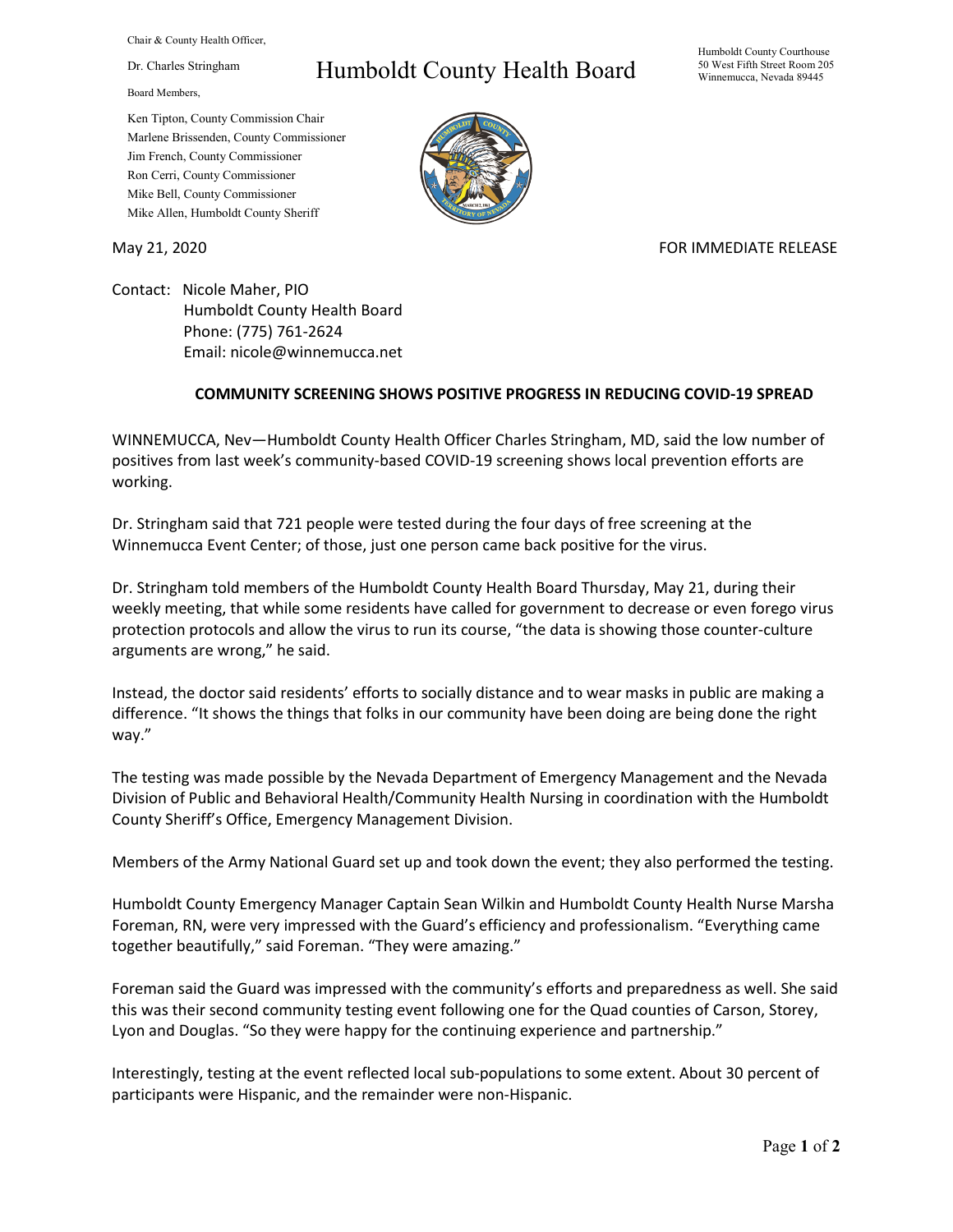Chair & County Health Officer,

Dr. Charles Stringham

Board Members,

Ken Tipton, County Commission Chair
Marlene Brissenden, County Commissioner
Jim French, County Commissioner
Ron Cerri, County Commissioner
Mike Bell, County Commissioner
Mike Allen, Humboldt County Sheriff

# Humboldt County Health Board

Humboldt County Courthouse
50 West Fifth Street Room 205
Winnemucca, Nevada 89445

May 21, 2020

FOR IMMEDIATE RELEASE

Contact: Nicole Maher, PIO
Humboldt County Health Board
Phone: (775) 761-2624
Email: nicole@winnemucca.net

## COMMUNITY SCREENING SHOWS POSITIVE PROGRESS IN REDUCING COVID-19 SPREAD

WINNEMUCCA, Nev—Humboldt County Health Officer Charles Stringham, MD, said the low number of positives from last week's community-based COVID-19 screening shows local prevention efforts are working.

Dr. Stringham said that 721 people were tested during the four days of free screening at the Winnemucca Event Center; of those, just one person came back positive for the virus.

Dr. Stringham told members of the Humboldt County Health Board Thursday, May 21, during their weekly meeting, that while some residents have called for government to decrease or even forego virus protection protocols and allow the virus to run its course, "the data is showing those counter-culture arguments are wrong," he said.

Instead, the doctor said residents' efforts to socially distance and to wear masks in public are making a difference. "It shows the things that folks in our community have been doing are being done the right way."

The testing was made possible by the Nevada Department of Emergency Management and the Nevada Division of Public and Behavioral Health/Community Health Nursing in coordination with the Humboldt County Sheriff's Office, Emergency Management Division.

Members of the Army National Guard set up and took down the event; they also performed the testing.

Humboldt County Emergency Manager Captain Sean Wilkin and Humboldt County Health Nurse Marsha Foreman, RN, were very impressed with the Guard's efficiency and professionalism. "Everything came together beautifully," said Foreman. "They were amazing."

Foreman said the Guard was impressed with the community's efforts and preparedness as well. She said this was their second community testing event following one for the Quad counties of Carson, Storey, Lyon and Douglas. "So they were happy for the continuing experience and partnership."

Interestingly, testing at the event reflected local sub-populations to some extent. About 30 percent of participants were Hispanic, and the remainder were non-Hispanic.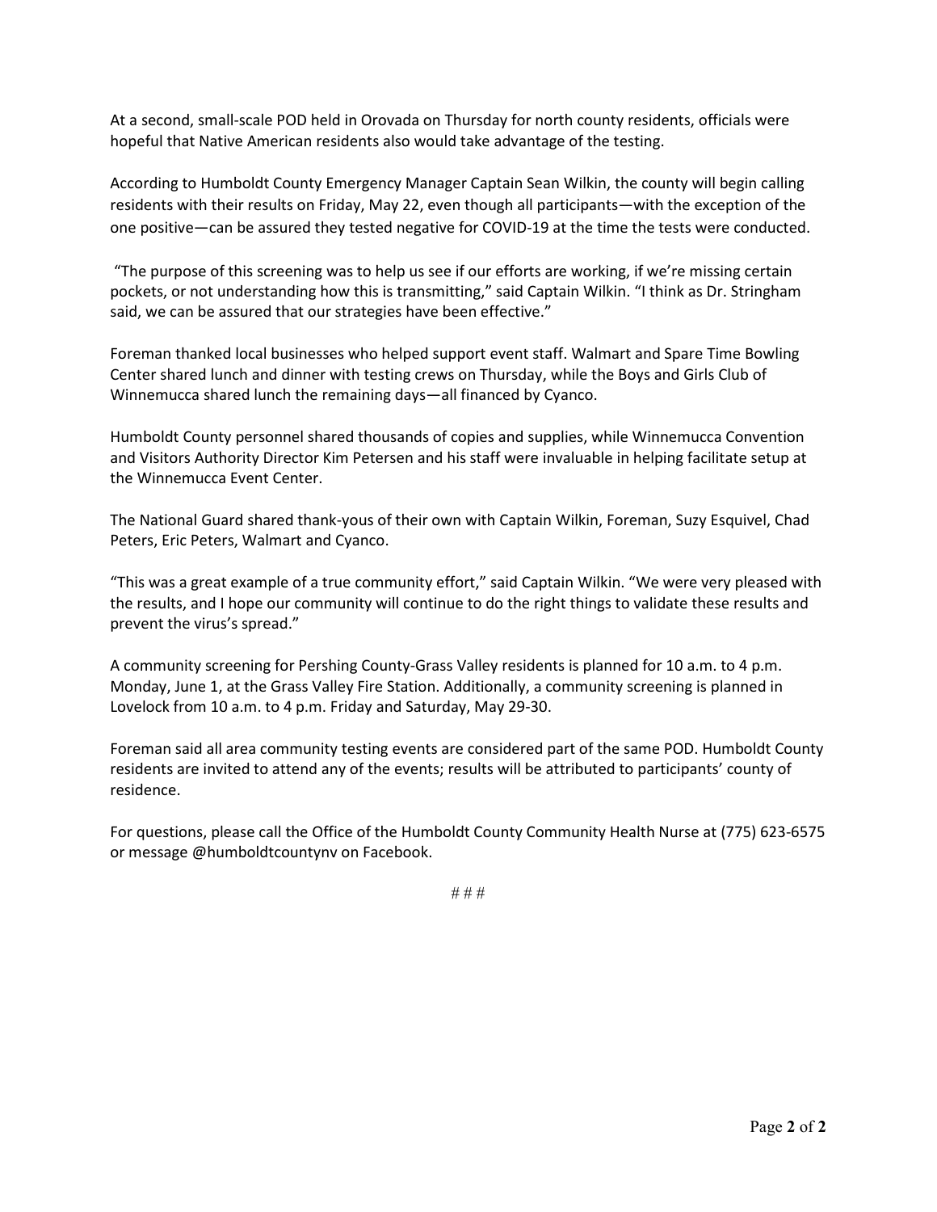At a second, small-scale POD held in Orovada on Thursday for north county residents, officials were hopeful that Native American residents also would take advantage of the testing.

According to Humboldt County Emergency Manager Captain Sean Wilkin, the county will begin calling residents with their results on Friday, May 22, even though all participants—with the exception of the one positive—can be assured they tested negative for COVID-19 at the time the tests were conducted.

"The purpose of this screening was to help us see if our efforts are working, if we're missing certain pockets, or not understanding how this is transmitting," said Captain Wilkin. "I think as Dr. Stringham said, we can be assured that our strategies have been effective."

Foreman thanked local businesses who helped support event staff. Walmart and Spare Time Bowling Center shared lunch and dinner with testing crews on Thursday, while the Boys and Girls Club of Winnemucca shared lunch the remaining days—all financed by Cyanco.

Humboldt County personnel shared thousands of copies and supplies, while Winnemucca Convention and Visitors Authority Director Kim Petersen and his staff were invaluable in helping facilitate setup at the Winnemucca Event Center.

The National Guard shared thank-yous of their own with Captain Wilkin, Foreman, Suzy Esquivel, Chad Peters, Eric Peters, Walmart and Cyanco.

"This was a great example of a true community effort," said Captain Wilkin. "We were very pleased with the results, and I hope our community will continue to do the right things to validate these results and prevent the virus's spread."

A community screening for Pershing County-Grass Valley residents is planned for 10 a.m. to 4 p.m. Monday, June 1, at the Grass Valley Fire Station. Additionally, a community screening is planned in Lovelock from 10 a.m. to 4 p.m. Friday and Saturday, May 29-30.

Foreman said all area community testing events are considered part of the same POD. Humboldt County residents are invited to attend any of the events; results will be attributed to participants' county of residence.

For questions, please call the Office of the Humboldt County Community Health Nurse at (775) 623-6575 or message @humboldtcountynv on Facebook.

# # #